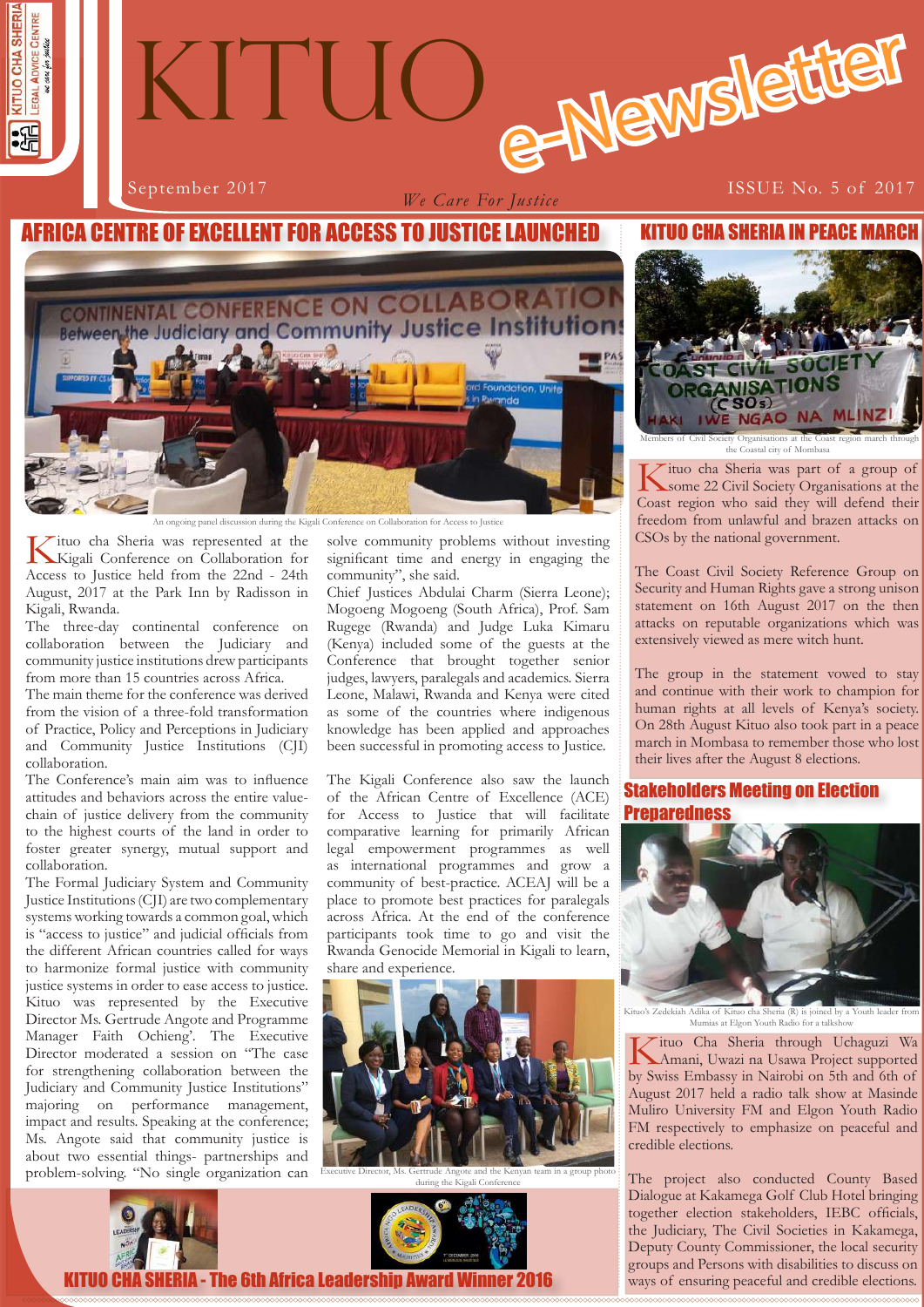# KITUO e-Newsletter

September 2017

*We Care For Justice*

ISSUE No. 5 of 2017

## AFRICA CENTRE OF EXCELLENT FOR ACCESS TO JUSTICE LAUNCHED

An ongoing panel discussion during the Kigali Conference on Collaboration for Access to Justice

Kituo cha Sheria was represented at the Kigali Conference on Collaboration for Access to Justice held from the 22nd - 24th August, 2017 at the Park Inn by Radisson in Kigali, Rwanda.

The three-day continental conference on collaboration between the Judiciary and community justice institutions drew participants from more than 15 countries across Africa.

The main theme for the conference was derived from the vision of a three-fold transformation of Practice, Policy and Perceptions in Judiciary and Community Justice Institutions (CJI) collaboration.

The Conference's main aim was to influence attitudes and behaviors across the entire value-chain of justice delivery from the community to the highest courts of the land in order to foster greater synergy, mutual support and collaboration.

The Formal Judiciary System and Community Justice Institutions (CJI) are two complementary systems working towards a common goal, which is "access to justice" and judicial officials from the different African countries called for ways to harmonize formal justice with community justice systems in order to ease access to justice. Kituo was represented by the Executive Director Ms. Gertrude Angote and Programme Manager Faith Ochieng'. The Executive Director moderated a session on "The case for strengthening collaboration between the Judiciary and Community Justice Institutions" majoring on performance management, impact and results. Speaking at the conference; Ms. Angote said that community justice is about two essential things- partnerships and problem-solving. "No single organization can solve community problems without investing significant time and energy in engaging the community", she said.

Chief Justices Abdulai Charm (Sierra Leone); Mogoeng Mogoeng (South Africa), Prof. Sam Rugege (Rwanda) and Judge Luka Kimaru (Kenya) included some of the guests at the Conference that brought together senior judges, lawyers, paralegals and academics. Sierra Leone, Malawi, Rwanda and Kenya were cited as some of the countries where indigenous knowledge has been applied and approaches been successful in promoting access to Justice.

The Kigali Conference also saw the launch of the African Centre of Excellence (ACE) for Access to Justice that will facilitate comparative learning for primarily African legal empowerment programmes as well as international programmes and grow a community of best-practice. ACEAJ will be a place to promote best practices for paralegals across Africa. At the end of the conference participants took time to go and visit the Rwanda Genocide Memorial in Kigali to learn, share and experience.

Executive Director, Ms. Gertrude Angote and the Kenyan team in a group photo during the Kigali Conference

## KITUO CHA SHERIA - The 6th Africa Leadership Award Winner 2016

## KITUO CHA SHERIA IN PEACE MARCH

Members of Civil Society Organisations at the Coast region march through the Coastal city of Mombasa

Kituo cha Sheria was part of a group of some 22 Civil Society Organisations at the Coast region who said they will defend their freedom from unlawful and brazen attacks on CSOs by the national government.

The Coast Civil Society Reference Group on Security and Human Rights gave a strong unison statement on 16th August 2017 on the then attacks on reputable organizations which was extensively viewed as mere witch hunt.

The group in the statement vowed to stay and continue with their work to champion for human rights at all levels of Kenya's society. On 28th August Kituo also took part in a peace march in Mombasa to remember those who lost their lives after the August 8 elections.

## Stakeholders Meeting on Election Preparedness

Kituo's Zedekiah Adika of Kituo cha Sheria (R) is joined by a Youth leader from Mumias at Elgon Youth Radio for a talkshow

Kituo Cha Sheria through Uchaguzi Wa Amani, Uwazi na Usawa Project supported by Swiss Embassy in Nairobi on 5th and 6th of August 2017 held a radio talk show at Masinde Muliro University FM and Elgon Youth Radio FM respectively to emphasize on peaceful and credible elections.

The project also conducted County Based Dialogue at Kakamega Golf Club Hotel bringing together election stakeholders, IEBC officials, the Judiciary, The Civil Societies in Kakamega, Deputy County Commissioner, the local security groups and Persons with disabilities to discuss on ways of ensuring peaceful and credible elections.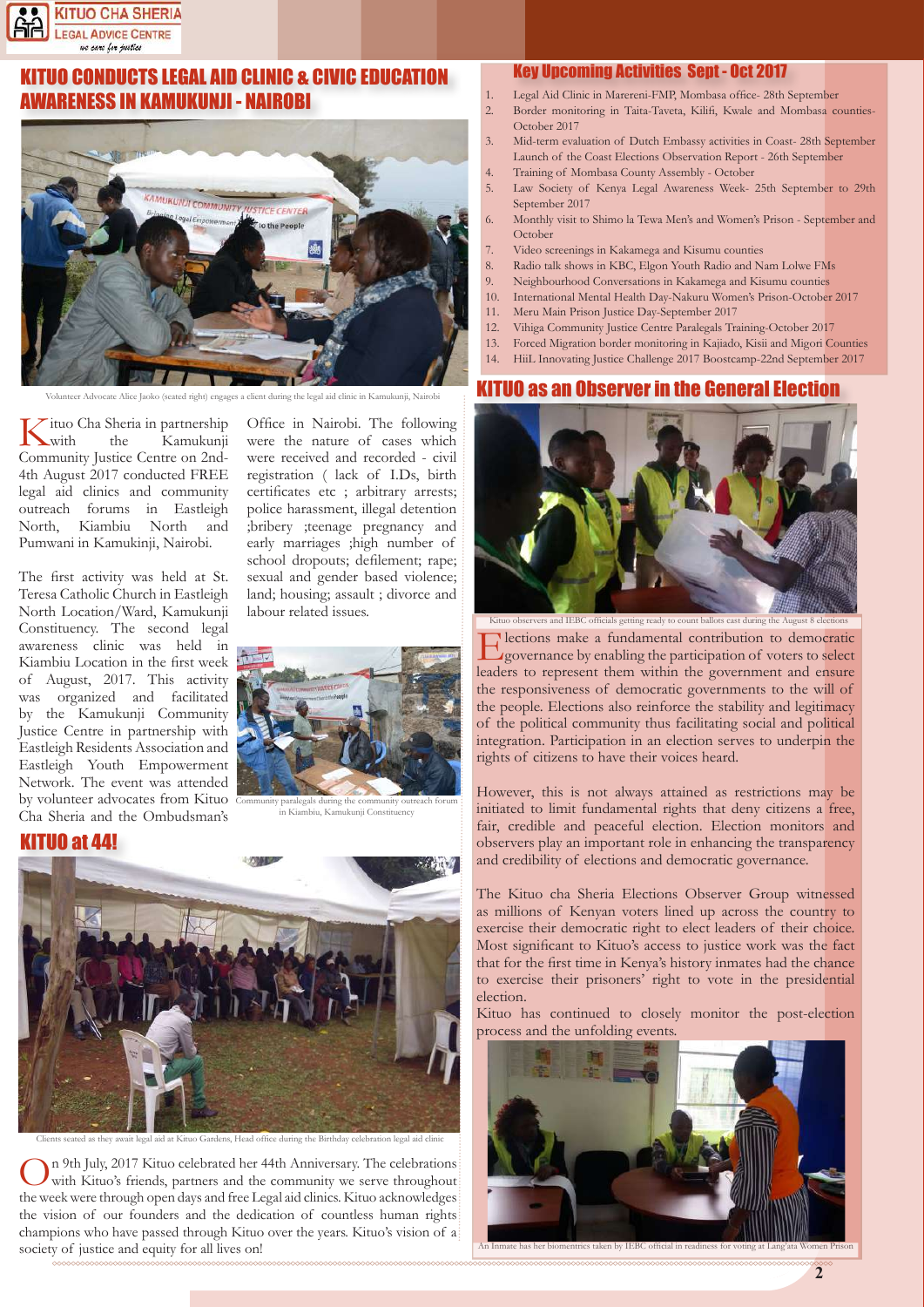## KITUO CONDUCTS LEGAL AID CLINIC & CIVIC EDUCATION AWARENESS IN KAMUKUNJI - NAIROBI

Volunteer Advocate Alice Jaoko (seated right) engages a client during the legal aid clinic in Kamukunji, Nairobi

Kituo Cha Sheria in partnership with the Kamukunji Community Justice Centre on 2nd-4th August 2017 conducted FREE legal aid clinics and community outreach forums in Eastleigh North, Kiambiu North and Pumwani in Kamukinji, Nairobi.

The first activity was held at St. Teresa Catholic Church in Eastleigh North Location/Ward, Kamukunji Constituency. The second legal awareness clinic was held in Kiambiu Location in the first week of August, 2017. This activity was organized and facilitated by the Kamukunji Community Justice Centre in partnership with Eastleigh Residents Association and Eastleigh Youth Empowerment Network. The event was attended by volunteer advocates from Kituo Cha Sheria and the Ombudsman's Office in Nairobi. The following were the nature of cases which were received and recorded - civil registration ( lack of I.Ds, birth certificates etc ; arbitrary arrests; police harassment, illegal detention ;bribery ;teenage pregnancy and early marriages ;high number of school dropouts; defilement; rape; sexual and gender based violence; land; housing; assault ; divorce and labour related issues.

Community paralegals during the community outreach forum in Kiambiu, Kamukunji Constituency

## KITUO at 44!

Clients seated as they await legal aid at Kituo Gardens, Head office during the Birthday celebration legal aid clinic

On 9th July, 2017 Kituo celebrated her 44th Anniversary. The celebrations with Kituo's friends, partners and the community we serve throughout the week were through open days and free Legal aid clinics. Kituo acknowledges the vision of our founders and the dedication of countless human rights champions who have passed through Kituo over the years. Kituo's vision of a society of justice and equity for all lives on!

## Key Upcoming Activities Sept - Oct 2017

1. Legal Aid Clinic in Marereni-FMP, Mombasa office- 28th September
2. Border monitoring in Taita-Taveta, Kilifi, Kwale and Mombasa counties- October 2017
3. Mid-term evaluation of Dutch Embassy activities in Coast- 28th September Launch of the Coast Elections Observation Report - 26th September
4. Training of Mombasa County Assembly - October
5. Law Society of Kenya Legal Awareness Week- 25th September to 29th September 2017
6. Monthly visit to Shimo la Tewa Men's and Women's Prison - September and October
7. Video screenings in Kakamega and Kisumu counties
8. Radio talk shows in KBC, Elgon Youth Radio and Nam Lolwe FMs
9. Neighbourhood Conversations in Kakamega and Kisumu counties
10. International Mental Health Day-Nakuru Women's Prison-October 2017
11. Meru Main Prison Justice Day-September 2017
12. Vihiga Community Justice Centre Paralegals Training-October 2017
13. Forced Migration border monitoring in Kajiado, Kisii and Migori Counties
14. HiiL Innovating Justice Challenge 2017 Boostcamp-22nd September 2017

## KITUO as an Observer in the General Election

Kituo observers and IEBC officials getting ready to count ballots cast during the August 8 elections

Elections make a fundamental contribution to democratic governance by enabling the participation of voters to select leaders to represent them within the government and ensure the responsiveness of democratic governments to the will of the people. Elections also reinforce the stability and legitimacy of the political community thus facilitating social and political integration. Participation in an election serves to underpin the rights of citizens to have their voices heard.

However, this is not always attained as restrictions may be initiated to limit fundamental rights that deny citizens a free, fair, credible and peaceful election. Election monitors and observers play an important role in enhancing the transparency and credibility of elections and democratic governance.

The Kituo cha Sheria Elections Observer Group witnessed as millions of Kenyan voters lined up across the country to exercise their democratic right to elect leaders of their choice. Most significant to Kituo's access to justice work was the fact that for the first time in Kenya's history inmates had the chance to exercise their prisoners' right to vote in the presidential election.

Kituo has continued to closely monitor the post-election process and the unfolding events.

An Inmate has her biometrics taken by IEBC official in readiness for voting at Lang'ata Women Prison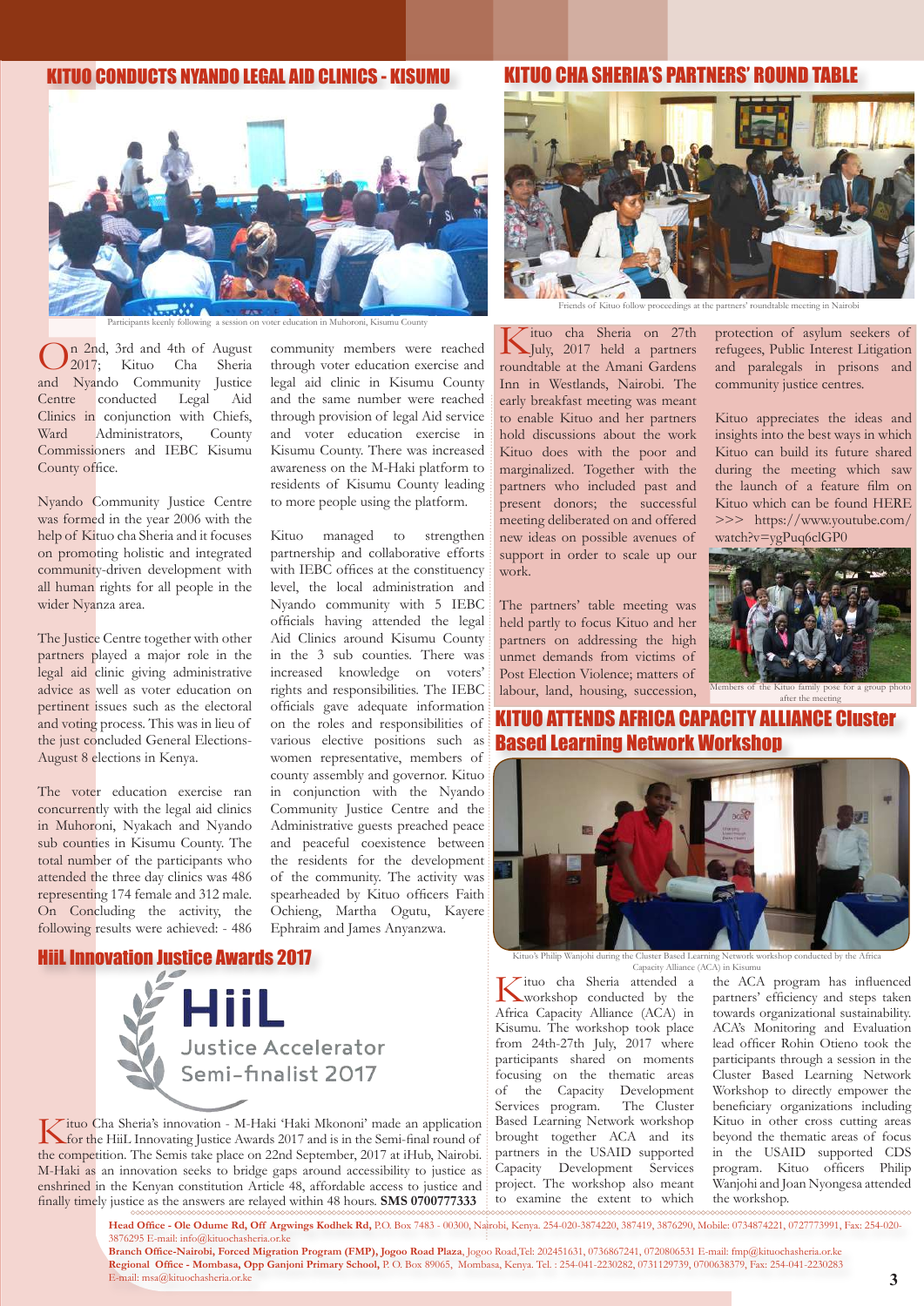## KITUO CONDUCTS NYANDO LEGAL AID CLINICS - KISUMU

Participants keenly following a session on voter education in Muhoroni, Kisumu County

On 2nd, 3rd and 4th of August 2017; Kituo Cha Sheria and Nyando Community Justice Centre conducted Legal Aid Clinics in conjunction with Chiefs, Ward Administrators, County Commissioners and IEBC Kisumu County office.

Nyando Community Justice Centre was formed in the year 2006 with the help of Kituo cha Sheria and it focuses on promoting holistic and integrated community-driven development with all human rights for all people in the wider Nyanza area.

The Justice Centre together with other partners played a major role in the legal aid clinic giving administrative advice as well as voter education on pertinent issues such as the electoral and voting process. This was in lieu of the just concluded General Elections-August 8 elections in Kenya.

The voter education exercise ran concurrently with the legal aid clinics in Muhoroni, Nyakach and Nyando sub counties in Kisumu County. The total number of the participants who attended the three day clinics was 486 representing 174 female and 312 male. On Concluding the activity, the following results were achieved: - 486 community members were reached through voter education exercise and legal aid clinic in Kisumu County and the same number were reached through provision of legal Aid service and voter education exercise in Kisumu County. There was increased awareness on the M-Haki platform to residents of Kisumu County leading to more people using the platform.

Kituo managed to strengthen partnership and collaborative efforts with IEBC offices at the constituency level, the local administration and Nyando community with 5 IEBC officials having attended the legal Aid Clinics around Kisumu County in the 3 sub counties. There was increased knowledge on voters' rights and responsibilities. The IEBC officials gave adequate information on the roles and responsibilities of various elective positions such as women representative, members of county assembly and governor. Kituo in conjunction with the Nyando Community Justice Centre and the Administrative guests preached peace and peaceful coexistence between the residents for the development of the community. The activity was spearheaded by Kituo officers Faith Ochieng, Martha Ogutu, Kayere Ephraim and James Anyanzwa.

## HiiL Innovation Justice Awards 2017

HiiL
Justice Accelerator
Semi-finalist 2017

Kituo Cha Sheria's innovation - M-Haki 'Haki Mkononi' made an application for the HiiL Innovating Justice Awards 2017 and is in the Semi-final round of the competition. The Semis take place on 22nd September, 2017 at iHub, Nairobi. M-Haki as an innovation seeks to bridge gaps around accessibility to justice as enshrined in the Kenyan constitution Article 48, affordable access to justice and finally timely justice as the answers are relayed within 48 hours. **SMS 0700777333**

## KITUO CHA SHERIA'S PARTNERS' ROUND TABLE

Friends of Kituo follow proceedings at the partners' roundtable meeting in Nairobi

Kituo cha Sheria on 27th July, 2017 held a partners roundtable at the Amani Gardens Inn in Westlands, Nairobi. The early breakfast meeting was meant to enable Kituo and her partners hold discussions about the work Kituo does with the poor and marginalized. Together with the partners who included past and present donors; the successful meeting deliberated on and offered new ideas on possible avenues of support in order to scale up our work.

The partners' table meeting was held partly to focus Kituo and her partners on addressing the high unmet demands from victims of Post Election Violence; matters of labour, land, housing, succession, protection of asylum seekers of refugees, Public Interest Litigation and paralegals in prisons and community justice centres.

Kituo appreciates the ideas and insights into the best ways in which Kituo can build its future shared during the meeting which saw the launch of a feature film on Kituo which can be found HERE >>> https://www.youtube.com/watch?v=ygPuq6clGP0

Members of the Kituo family pose for a group photo after the meeting

## KITUO ATTENDS AFRICA CAPACITY ALLIANCE Cluster Based Learning Network Workshop

Kituo's Philip Wanjohi during the Cluster Based Learning Network workshop conducted by the Africa Capacity Alliance (ACA) in Kisumu

Kituo cha Sheria attended a workshop conducted by the Africa Capacity Alliance (ACA) in Kisumu. The workshop took place from 24th-27th July, 2017 where participants shared on moments focusing on the thematic areas of the Capacity Development Services program. The Cluster Based Learning Network workshop brought together ACA and its partners in the USAID supported Capacity Development Services project. The workshop also meant to examine the extent to which the ACA program has influenced partners' efficiency and steps taken towards organizational sustainability. ACA's Monitoring and Evaluation lead officer Rohin Otieno took the participants through a session in the Cluster Based Learning Network Workshop to directly empower the beneficiary organizations including Kituo in other cross cutting areas beyond the thematic areas of focus in the USAID supported CDS program. Kituo officers Philip Wanjohi and Joan Nyongesa attended the workshop.

**Head Office - Ole Odume Rd, Off Argwings Kodhek Rd,** P.O. Box 7483 - 00300, Nairobi, Kenya. 254-020-3874220, 387419, 3876290, Mobile: 0734874221, 0727773991, Fax: 254-020-3876295 E-mail: info@kituochasheria.or.ke
**Branch Office-Nairobi, Forced Migration Program (FMP), Jogoo Road Plaza,** Jogoo Road,Tel: 202451631, 0736867241, 0720806531 E-mail: fmp@kituochasheria.or.ke
**Regional Office - Mombasa, Opp Ganjoni Primary School,** P. O. Box 89065, Mombasa, Kenya. Tel. : 254-041-2230282, 0731129739, 0700638379, Fax: 254-041-2230283 E-mail: msa@kituochasheria.or.ke